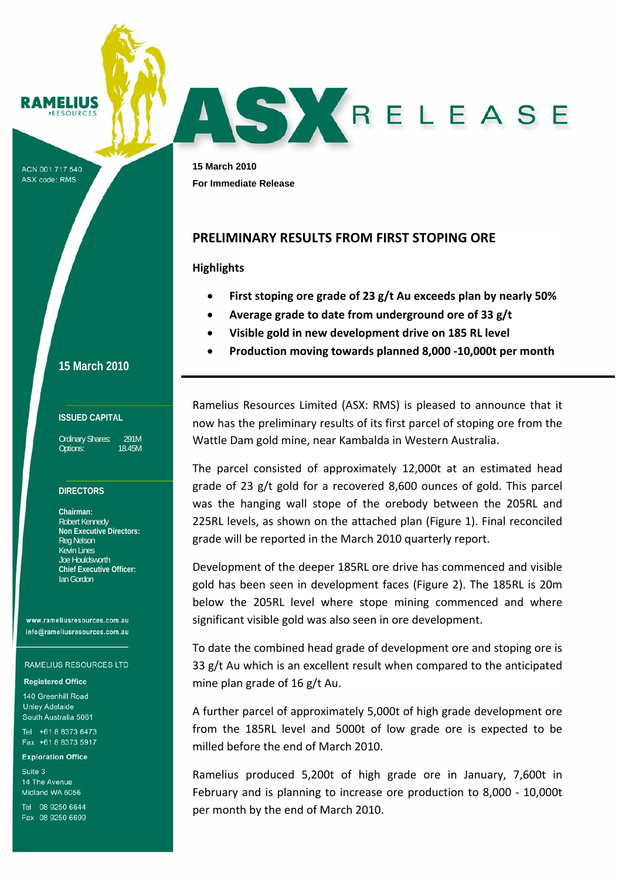RAMELIUS RESOURCES

ACN 001 717 540
ASX code: RMS

# ASX RELEASE

**15 March 2010**
**For Immediate Release**

## PRELIMINARY RESULTS FROM FIRST STOPING ORE

### Highlights

- **First stoping ore grade of 23 g/t Au exceeds plan by nearly 50%**
- **Average grade to date from underground ore of 33 g/t**
- **Visible gold in new development drive on 185 RL level**
- **Production moving towards planned 8,000 -10,000t per month**

---

Ramelius Resources Limited (ASX: RMS) is pleased to announce that it now has the preliminary results of its first parcel of stoping ore from the Wattle Dam gold mine, near Kambalda in Western Australia.

The parcel consisted of approximately 12,000t at an estimated head grade of 23 g/t gold for a recovered 8,600 ounces of gold. This parcel was the hanging wall stope of the orebody between the 205RL and 225RL levels, as shown on the attached plan (Figure 1). Final reconciled grade will be reported in the March 2010 quarterly report.

Development of the deeper 185RL ore drive has commenced and visible gold has been seen in development faces (Figure 2). The 185RL is 20m below the 205RL level where stope mining commenced and where significant visible gold was also seen in ore development.

To date the combined head grade of development ore and stoping ore is 33 g/t Au which is an excellent result when compared to the anticipated mine plan grade of 16 g/t Au.

A further parcel of approximately 5,000t of high grade development ore from the 185RL level and 5000t of low grade ore is expected to be milled before the end of March 2010.

Ramelius produced 5,200t of high grade ore in January, 7,600t in February and is planning to increase ore production to 8,000 - 10,000t per month by the end of March 2010.

**15 March 2010**

**ISSUED CAPITAL**

Ordinary Shares: 291M
Options: 18.45M

**DIRECTORS**

**Chairman:**
Robert Kennedy
**Non Executive Directors:**
Reg Nelson
Kevin Lines
Joe Houldsworth
**Chief Executive Officer:**
Ian Gordon

www.rameliusresources.com.au
info@rameliusresources.com.au

RAMELIUS RESOURCES LTD

**Registered Office**
140 Greenhill Road
Unley Adelaide
South Australia 5061

Tel +61 8 8373 6473
Fax +61 8 8373 5917

**Exploration Office**
Suite 3
14 The Avenue
Midland WA 6056

Tel 08 9250 6644
Fax 08 9250 6699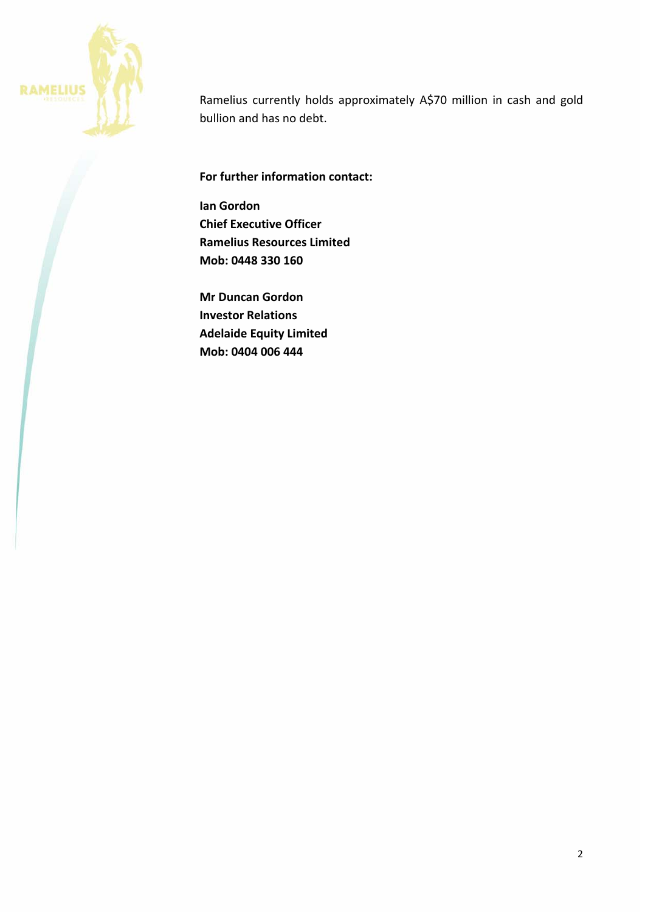Ramelius currently holds approximately A$70 million in cash and gold bullion and has no debt.

**For further information contact:**

**Ian Gordon**
**Chief Executive Officer**
**Ramelius Resources Limited**
**Mob: 0448 330 160**

**Mr Duncan Gordon**
**Investor Relations**
**Adelaide Equity Limited**
**Mob: 0404 006 444**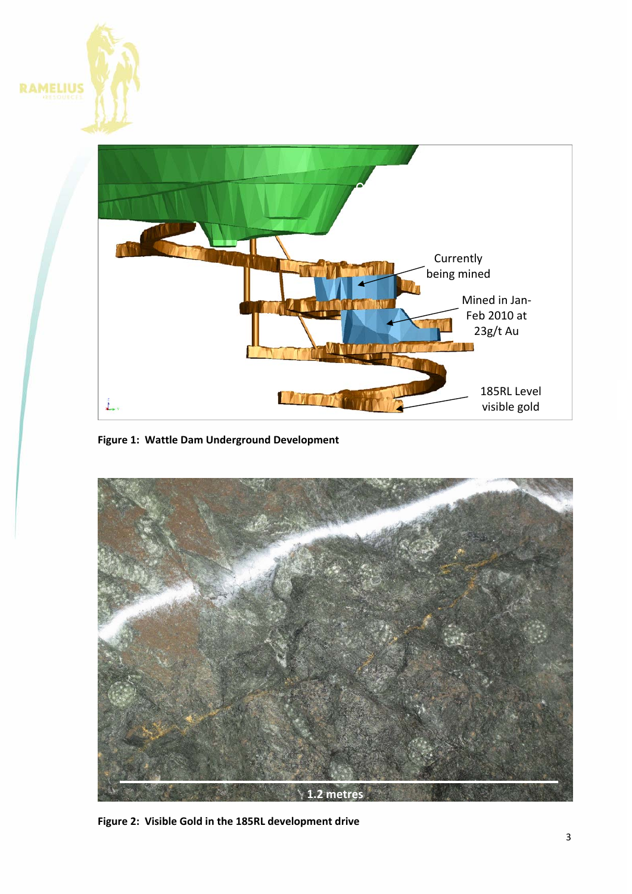Currently being mined

Mined in Jan-Feb 2010 at 23g/t Au

185RL Level visible gold

**Figure 1: Wattle Dam Underground Development**

1.2 metres

**Figure 2: Visible Gold in the 185RL development drive**